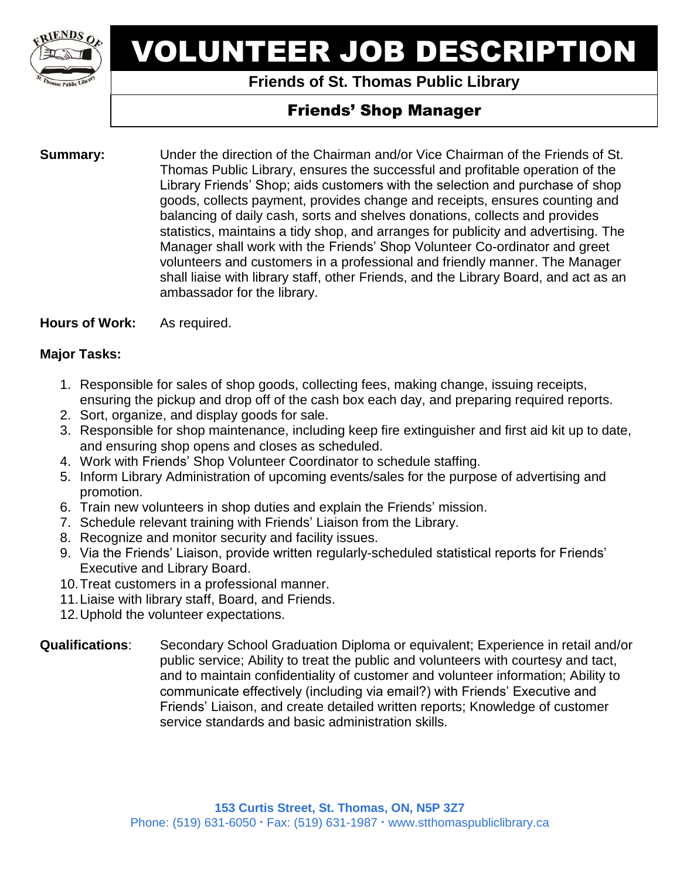# VOLUNTEER JOB DESCRIPTION

**Friends of St. Thomas Public Library**

## Friends' Shop Manager

**Summary:** Under the direction of the Chairman and/or Vice Chairman of the Friends of St. Thomas Public Library, ensures the successful and profitable operation of the Library Friends' Shop; aids customers with the selection and purchase of shop goods, collects payment, provides change and receipts, ensures counting and balancing of daily cash, sorts and shelves donations, collects and provides statistics, maintains a tidy shop, and arranges for publicity and advertising. The Manager shall work with the Friends' Shop Volunteer Co-ordinator and greet volunteers and customers in a professional and friendly manner. The Manager shall liaise with library staff, other Friends, and the Library Board, and act as an ambassador for the library.

**Hours of Work:** As required.

**Major Tasks:**

1. Responsible for sales of shop goods, collecting fees, making change, issuing receipts, ensuring the pickup and drop off of the cash box each day, and preparing required reports.
2. Sort, organize, and display goods for sale.
3. Responsible for shop maintenance, including keep fire extinguisher and first aid kit up to date, and ensuring shop opens and closes as scheduled.
4. Work with Friends' Shop Volunteer Coordinator to schedule staffing.
5. Inform Library Administration of upcoming events/sales for the purpose of advertising and promotion.
6. Train new volunteers in shop duties and explain the Friends' mission.
7. Schedule relevant training with Friends' Liaison from the Library.
8. Recognize and monitor security and facility issues.
9. Via the Friends' Liaison, provide written regularly-scheduled statistical reports for Friends' Executive and Library Board.
10. Treat customers in a professional manner.
11. Liaise with library staff, Board, and Friends.
12. Uphold the volunteer expectations.

**Qualifications**: Secondary School Graduation Diploma or equivalent; Experience in retail and/or public service; Ability to treat the public and volunteers with courtesy and tact, and to maintain confidentiality of customer and volunteer information; Ability to communicate effectively (including via email?) with Friends' Executive and Friends' Liaison, and create detailed written reports; Knowledge of customer service standards and basic administration skills.

**153 Curtis Street, St. Thomas, ON, N5P 3Z7**
Phone: (519) 631-6050 · Fax: (519) 631-1987 · www.stthomaspubliclibrary.ca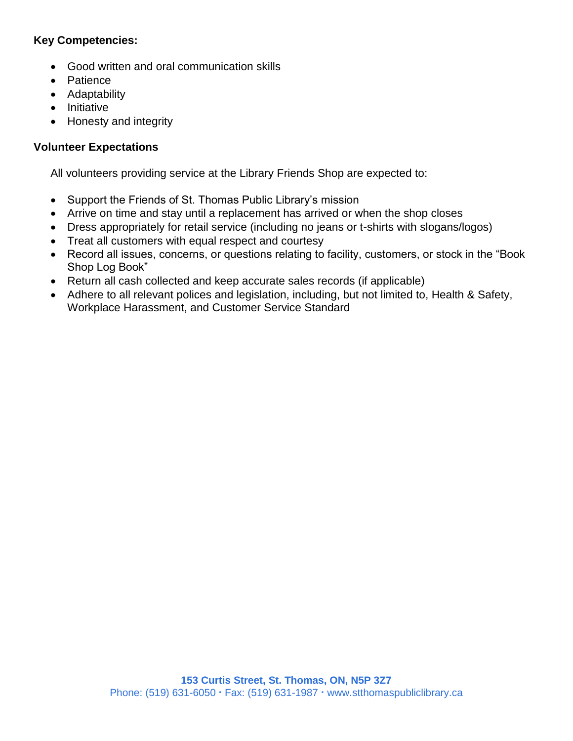**Key Competencies:**

- Good written and oral communication skills
- Patience
- Adaptability
- Initiative
- Honesty and integrity

**Volunteer Expectations**

All volunteers providing service at the Library Friends Shop are expected to:

- Support the Friends of St. Thomas Public Library's mission
- Arrive on time and stay until a replacement has arrived or when the shop closes
- Dress appropriately for retail service (including no jeans or t-shirts with slogans/logos)
- Treat all customers with equal respect and courtesy
- Record all issues, concerns, or questions relating to facility, customers, or stock in the "Book Shop Log Book"
- Return all cash collected and keep accurate sales records (if applicable)
- Adhere to all relevant polices and legislation, including, but not limited to, Health & Safety, Workplace Harassment, and Customer Service Standard